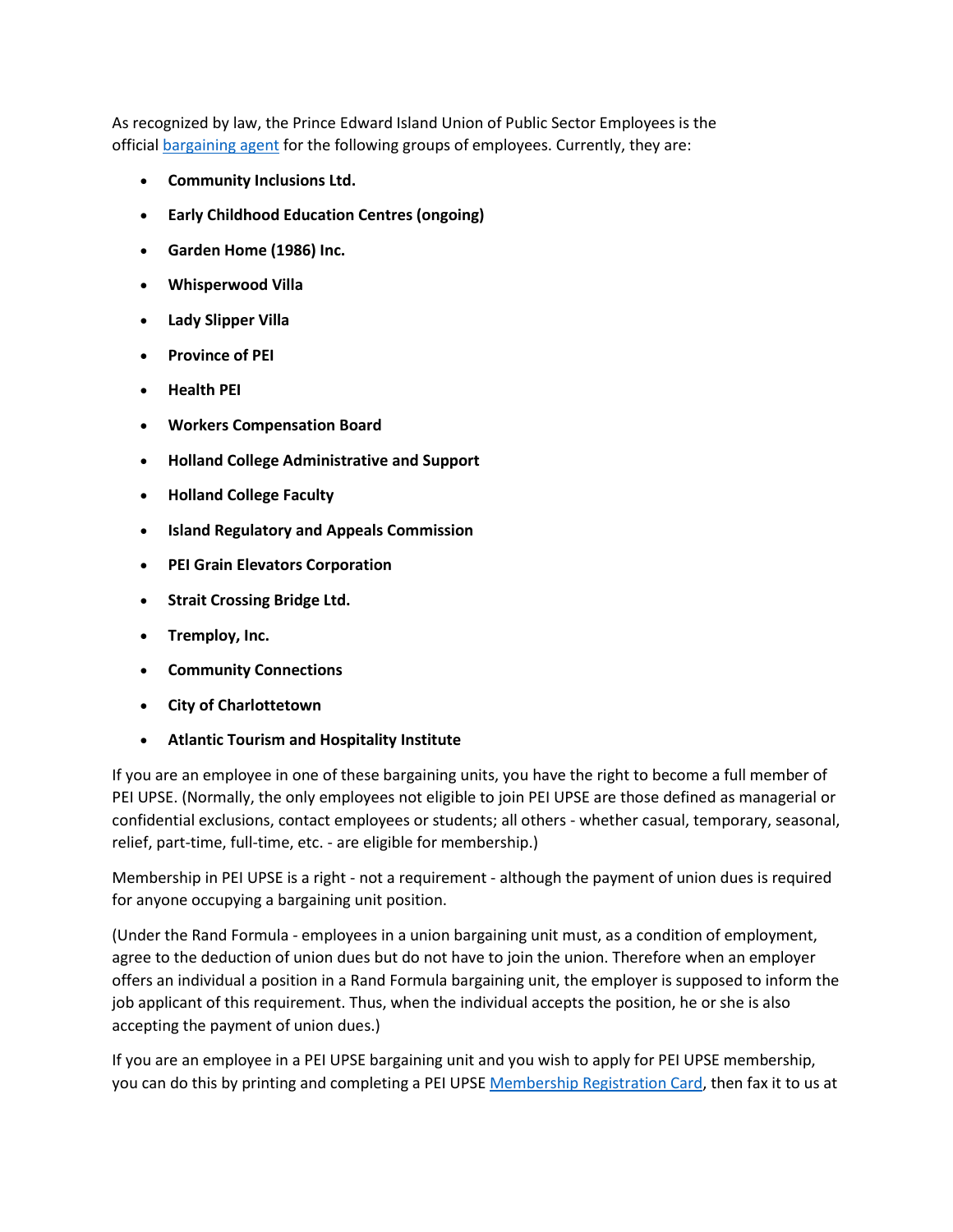As recognized by law, the Prince Edward Island Union of Public Sector Employees is the official [bargaining agent] for the following groups of employees. Currently, they are:

- **Community Inclusions Ltd.**
- **Early Childhood Education Centres (ongoing)**
- **Garden Home (1986) Inc.**
- **Whisperwood Villa**
- **Lady Slipper Villa**
- **Province of PEI**
- **Health PEI**
- **Workers Compensation Board**
- **Holland College Administrative and Support**
- **Holland College Faculty**
- **Island Regulatory and Appeals Commission**
- **PEI Grain Elevators Corporation**
- **Strait Crossing Bridge Ltd.**
- **Tremploy, Inc.**
- **Community Connections**
- **City of Charlottetown**
- **Atlantic Tourism and Hospitality Institute**

If you are an employee in one of these bargaining units, you have the right to become a full member of PEI UPSE. (Normally, the only employees not eligible to join PEI UPSE are those defined as managerial or confidential exclusions, contact employees or students; all others - whether casual, temporary, seasonal, relief, part-time, full-time, etc. - are eligible for membership.)

Membership in PEI UPSE is a right - not a requirement - although the payment of union dues is required for anyone occupying a bargaining unit position.

(Under the Rand Formula - employees in a union bargaining unit must, as a condition of employment, agree to the deduction of union dues but do not have to join the union. Therefore when an employer offers an individual a position in a Rand Formula bargaining unit, the employer is supposed to inform the job applicant of this requirement. Thus, when the individual accepts the position, he or she is also accepting the payment of union dues.)

If you are an employee in a PEI UPSE bargaining unit and you wish to apply for PEI UPSE membership, you can do this by printing and completing a PEI UPSE [Membership Registration Card], then fax it to us at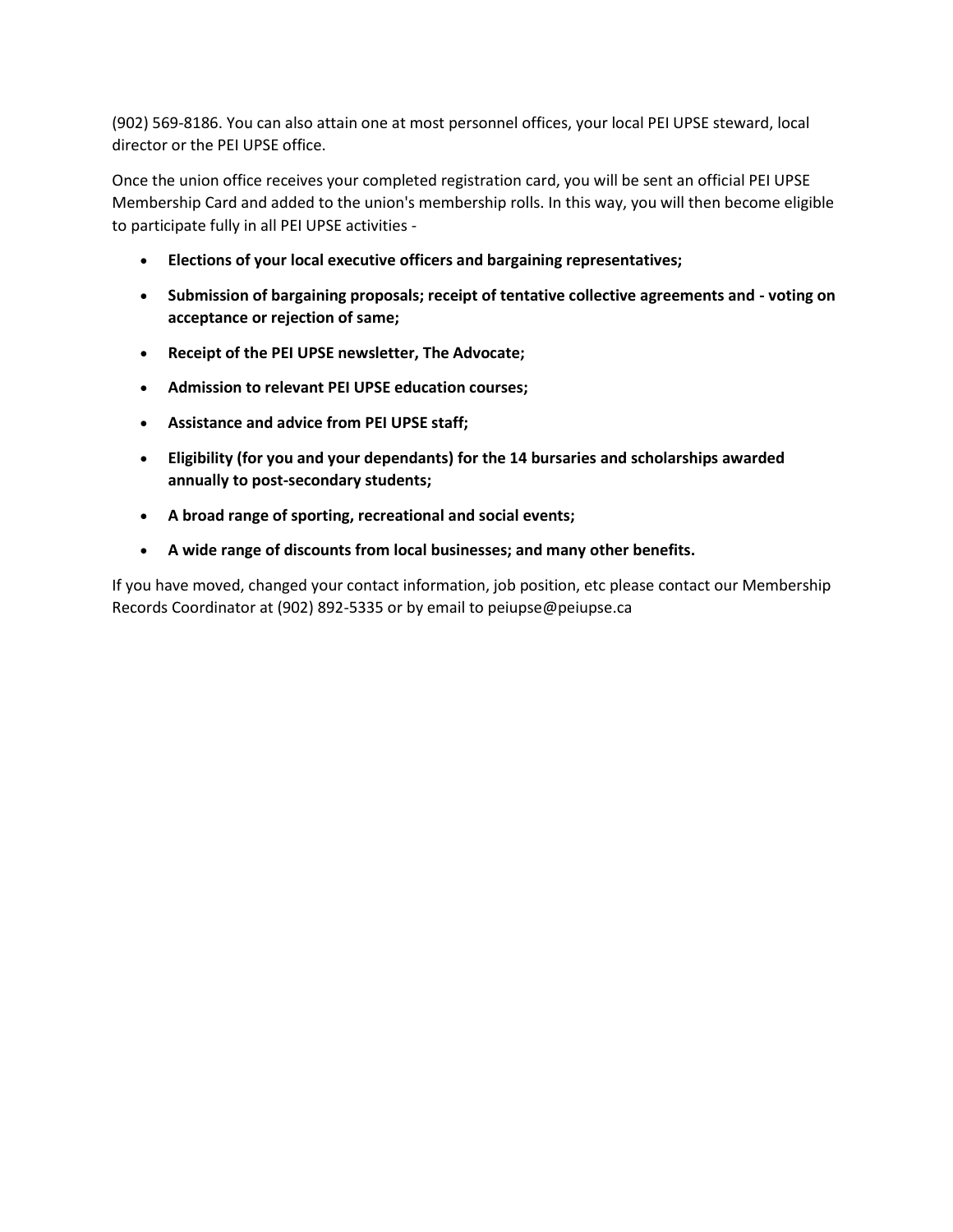(902) 569-8186. You can also attain one at most personnel offices, your local PEI UPSE steward, local director or the PEI UPSE office.

Once the union office receives your completed registration card, you will be sent an official PEI UPSE Membership Card and added to the union's membership rolls. In this way, you will then become eligible to participate fully in all PEI UPSE activities -

- **Elections of your local executive officers and bargaining representatives;**
- **Submission of bargaining proposals; receipt of tentative collective agreements and - voting on acceptance or rejection of same;**
- **Receipt of the PEI UPSE newsletter, The Advocate;**
- **Admission to relevant PEI UPSE education courses;**
- **Assistance and advice from PEI UPSE staff;**
- **Eligibility (for you and your dependants) for the 14 bursaries and scholarships awarded annually to post-secondary students;**
- **A broad range of sporting, recreational and social events;**
- **A wide range of discounts from local businesses; and many other benefits.**

If you have moved, changed your contact information, job position, etc please contact our Membership Records Coordinator at (902) 892-5335 or by email to peiupse@peiupse.ca